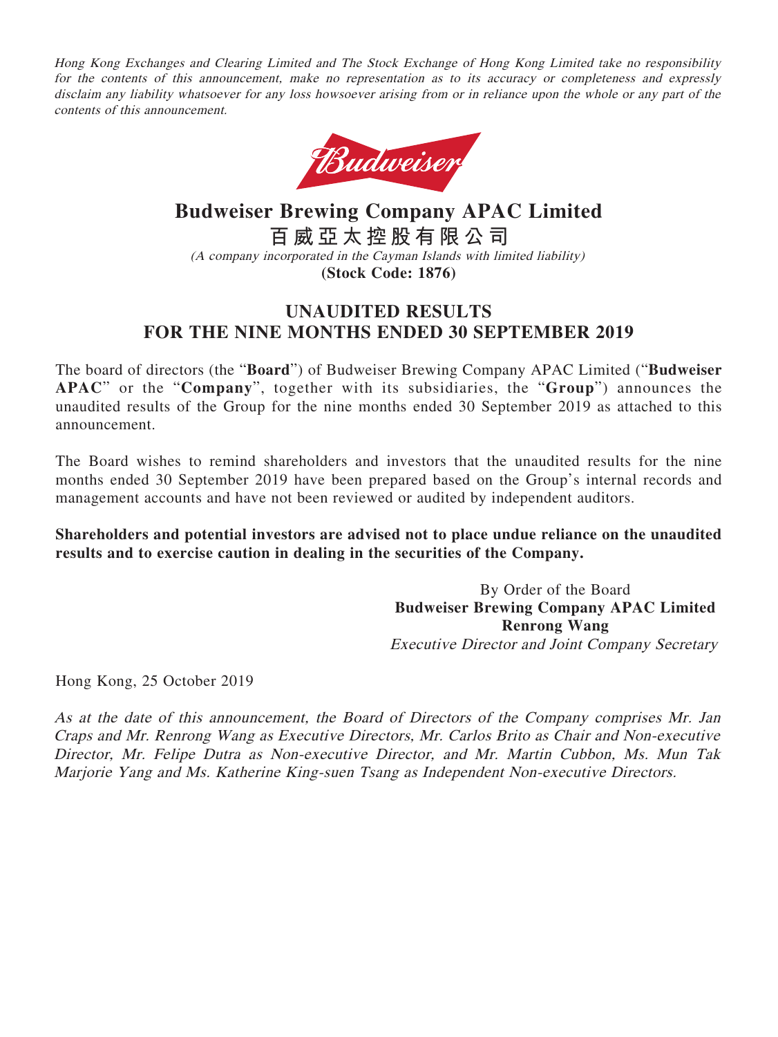*Hong Kong Exchanges and Clearing Limited and The Stock Exchange of Hong Kong Limited take no responsibility for the contents of this announcement, make no representation as to its accuracy or completeness and expressly disclaim any liability whatsoever for any loss howsoever arising from or in reliance upon the whole or any part of the contents of this announcement.*

# Budweiser Brewing Company APAC Limited

# 百威亞太控股有限公司

*(A company incorporated in the Cayman Islands with limited liability)*

**(Stock Code: 1876)**

## UNAUDITED RESULTS FOR THE NINE MONTHS ENDED 30 SEPTEMBER 2019

The board of directors (the "**Board**") of Budweiser Brewing Company APAC Limited ("**Budweiser APAC**" or the "**Company**", together with its subsidiaries, the "**Group**") announces the unaudited results of the Group for the nine months ended 30 September 2019 as attached to this announcement.

The Board wishes to remind shareholders and investors that the unaudited results for the nine months ended 30 September 2019 have been prepared based on the Group's internal records and management accounts and have not been reviewed or audited by independent auditors.

**Shareholders and potential investors are advised not to place undue reliance on the unaudited results and to exercise caution in dealing in the securities of the Company.**

By Order of the Board
**Budweiser Brewing Company APAC Limited**
**Renrong Wang**
*Executive Director and Joint Company Secretary*

Hong Kong, 25 October 2019

*As at the date of this announcement, the Board of Directors of the Company comprises Mr. Jan Craps and Mr. Renrong Wang as Executive Directors, Mr. Carlos Brito as Chair and Non-executive Director, Mr. Felipe Dutra as Non-executive Director, and Mr. Martin Cubbon, Ms. Mun Tak Marjorie Yang and Ms. Katherine King-suen Tsang as Independent Non-executive Directors.*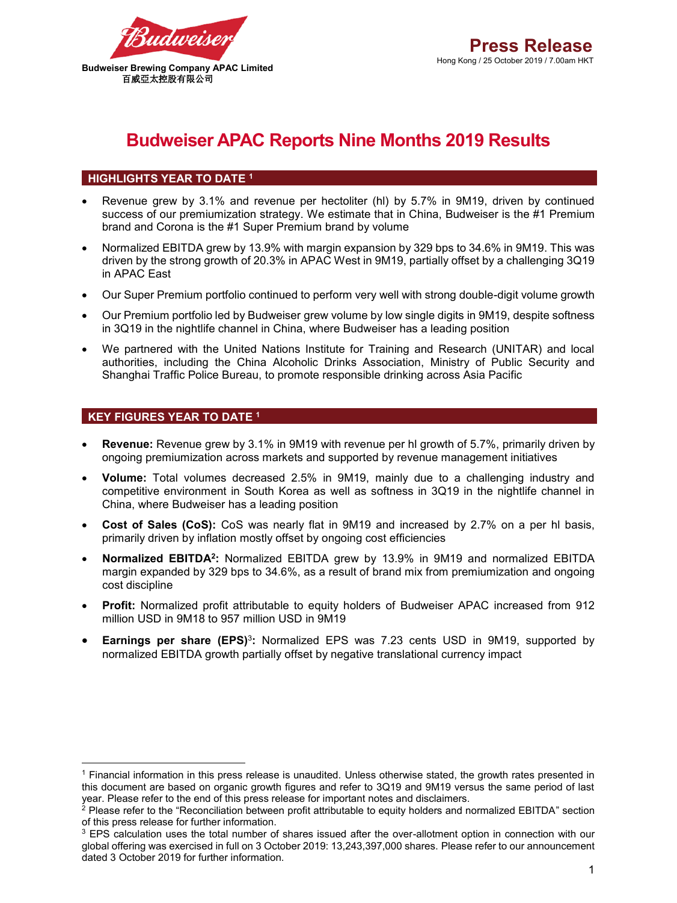Budweiser Brewing Company APAC Limited
百威亞太控股有限公司

**Press Release**
Hong Kong / 25 October 2019 / 7.00am HKT

# Budweiser APAC Reports Nine Months 2019 Results

## HIGHLIGHTS YEAR TO DATE [1]

- Revenue grew by 3.1% and revenue per hectoliter (hl) by 5.7% in 9M19, driven by continued success of our premiumization strategy. We estimate that in China, Budweiser is the #1 Premium brand and Corona is the #1 Super Premium brand by volume
- Normalized EBITDA grew by 13.9% with margin expansion by 329 bps to 34.6% in 9M19. This was driven by the strong growth of 20.3% in APAC West in 9M19, partially offset by a challenging 3Q19 in APAC East
- Our Super Premium portfolio continued to perform very well with strong double-digit volume growth
- Our Premium portfolio led by Budweiser grew volume by low single digits in 9M19, despite softness in 3Q19 in the nightlife channel in China, where Budweiser has a leading position
- We partnered with the United Nations Institute for Training and Research (UNITAR) and local authorities, including the China Alcoholic Drinks Association, Ministry of Public Security and Shanghai Traffic Police Bureau, to promote responsible drinking across Asia Pacific

## KEY FIGURES YEAR TO DATE [1]

- **Revenue:** Revenue grew by 3.1% in 9M19 with revenue per hl growth of 5.7%, primarily driven by ongoing premiumization across markets and supported by revenue management initiatives
- **Volume:** Total volumes decreased 2.5% in 9M19, mainly due to a challenging industry and competitive environment in South Korea as well as softness in 3Q19 in the nightlife channel in China, where Budweiser has a leading position
- **Cost of Sales (CoS):** CoS was nearly flat in 9M19 and increased by 2.7% on a per hl basis, primarily driven by inflation mostly offset by ongoing cost efficiencies
- **Normalized EBITDA[2]:** Normalized EBITDA grew by 13.9% in 9M19 and normalized EBITDA margin expanded by 329 bps to 34.6%, as a result of brand mix from premiumization and ongoing cost discipline
- **Profit:** Normalized profit attributable to equity holders of Budweiser APAC increased from 912 million USD in 9M18 to 957 million USD in 9M19
- **Earnings per share (EPS)[3]:** Normalized EPS was 7.23 cents USD in 9M19, supported by normalized EBITDA growth partially offset by negative translational currency impact

[1] Financial information in this press release is unaudited. Unless otherwise stated, the growth rates presented in this document are based on organic growth figures and refer to 3Q19 and 9M19 versus the same period of last year. Please refer to the end of this press release for important notes and disclaimers.

[2] Please refer to the "Reconciliation between profit attributable to equity holders and normalized EBITDA" section of this press release for further information.

[3] EPS calculation uses the total number of shares issued after the over-allotment option in connection with our global offering was exercised in full on 3 October 2019: 13,243,397,000 shares. Please refer to our announcement dated 3 October 2019 for further information.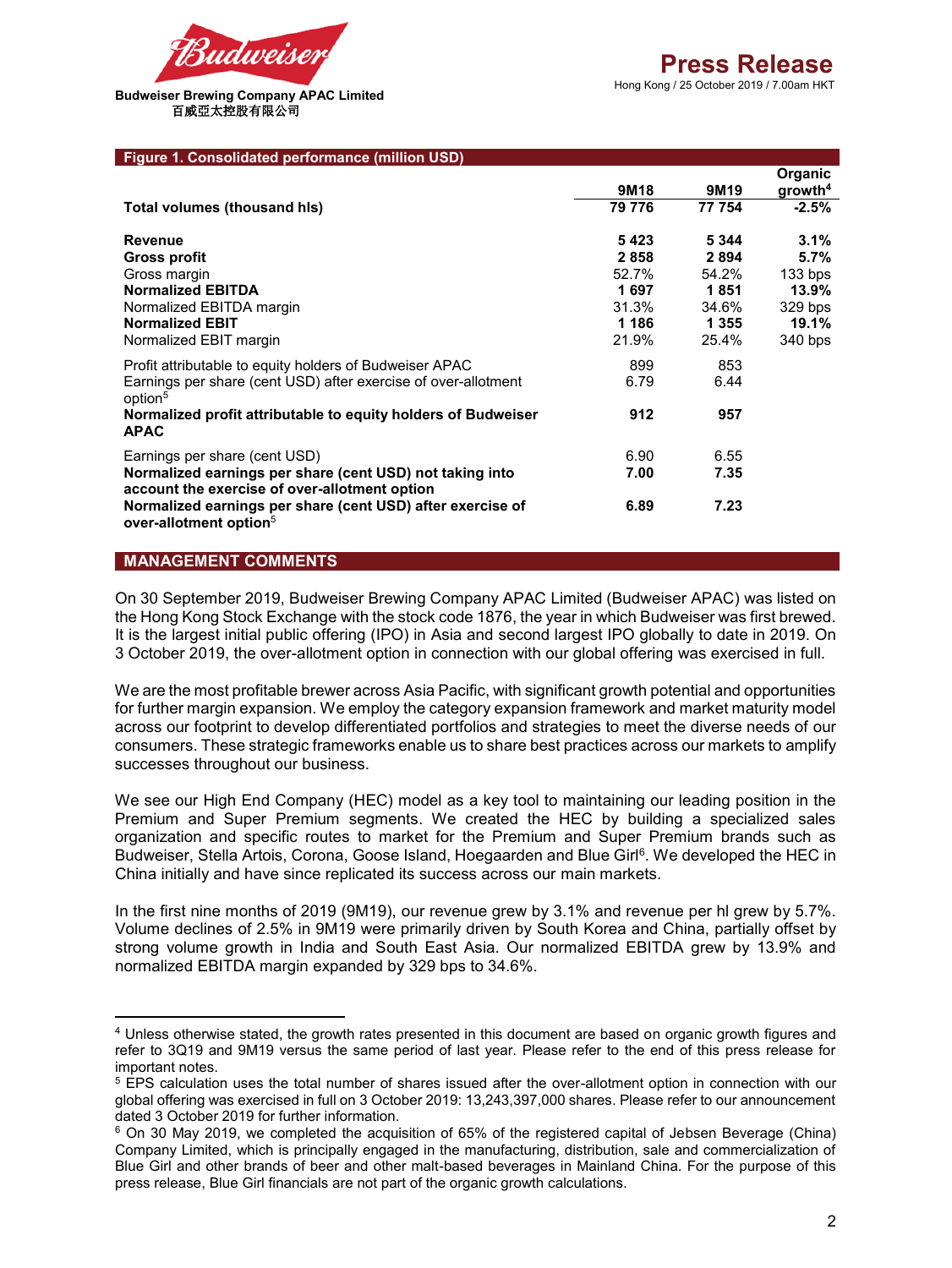**Budweiser Brewing Company APAC Limited**
百威亞太控股有限公司

**Press Release**
Hong Kong / 25 October 2019 / 7.00am HKT

**Figure 1. Consolidated performance (million USD)**

| | 9M18 | 9M19 | Organic growth[4] |
|---|---|---|---|
| **Total volumes (thousand hls)** | 79 776 | 77 754 | **-2.5%** |
| | | | |
| **Revenue** | **5 423** | **5 344** | **3.1%** |
| **Gross profit** | **2 858** | **2 894** | **5.7%** |
| Gross margin | 52.7% | 54.2% | 133 bps |
| **Normalized EBITDA** | **1 697** | **1 851** | **13.9%** |
| Normalized EBITDA margin | 31.3% | 34.6% | 329 bps |
| **Normalized EBIT** | **1 186** | **1 355** | **19.1%** |
| Normalized EBIT margin | 21.9% | 25.4% | 340 bps |
| Profit attributable to equity holders of Budweiser APAC | 899 | 853 | |
| Earnings per share (cent USD) after exercise of over-allotment option[5] | 6.79 | 6.44 | |
| **Normalized profit attributable to equity holders of Budweiser APAC** | **912** | **957** | |
| Earnings per share (cent USD) | 6.90 | 6.55 | |
| **Normalized earnings per share (cent USD) not taking into account the exercise of over-allotment option** | **7.00** | **7.35** | |
| **Normalized earnings per share (cent USD) after exercise of over-allotment option**[5] | **6.89** | **7.23** | |

## MANAGEMENT COMMENTS

On 30 September 2019, Budweiser Brewing Company APAC Limited (Budweiser APAC) was listed on the Hong Kong Stock Exchange with the stock code 1876, the year in which Budweiser was first brewed. It is the largest initial public offering (IPO) in Asia and second largest IPO globally to date in 2019. On 3 October 2019, the over-allotment option in connection with our global offering was exercised in full.

We are the most profitable brewer across Asia Pacific, with significant growth potential and opportunities for further margin expansion. We employ the category expansion framework and market maturity model across our footprint to develop differentiated portfolios and strategies to meet the diverse needs of our consumers. These strategic frameworks enable us to share best practices across our markets to amplify successes throughout our business.

We see our High End Company (HEC) model as a key tool to maintaining our leading position in the Premium and Super Premium segments. We created the HEC by building a specialized sales organization and specific routes to market for the Premium and Super Premium brands such as Budweiser, Stella Artois, Corona, Goose Island, Hoegaarden and Blue Girl[6]. We developed the HEC in China initially and have since replicated its success across our main markets.

In the first nine months of 2019 (9M19), our revenue grew by 3.1% and revenue per hl grew by 5.7%. Volume declines of 2.5% in 9M19 were primarily driven by South Korea and China, partially offset by strong volume growth in India and South East Asia. Our normalized EBITDA grew by 13.9% and normalized EBITDA margin expanded by 329 bps to 34.6%.

---

[4] Unless otherwise stated, the growth rates presented in this document are based on organic growth figures and refer to 3Q19 and 9M19 versus the same period of last year. Please refer to the end of this press release for important notes.

[5] EPS calculation uses the total number of shares issued after the over-allotment option in connection with our global offering was exercised in full on 3 October 2019: 13,243,397,000 shares. Please refer to our announcement dated 3 October 2019 for further information.

[6] On 30 May 2019, we completed the acquisition of 65% of the registered capital of Jebsen Beverage (China) Company Limited, which is principally engaged in the manufacturing, distribution, sale and commercialization of Blue Girl and other brands of beer and other malt-based beverages in Mainland China. For the purpose of this press release, Blue Girl financials are not part of the organic growth calculations.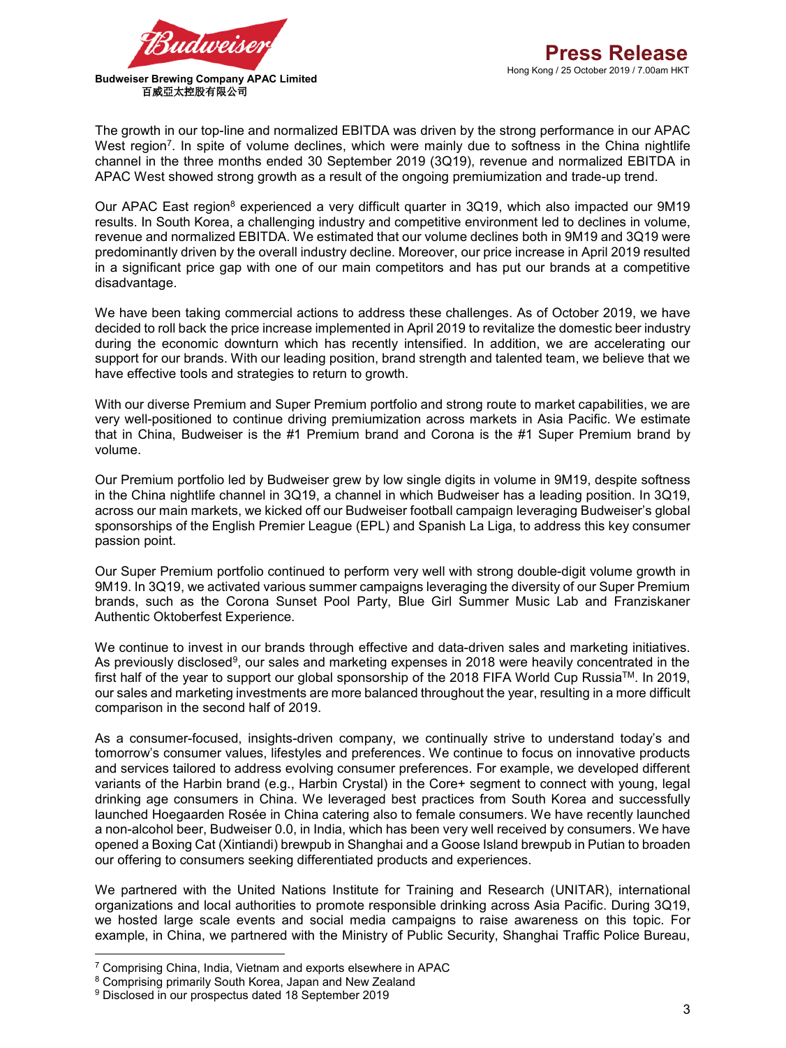The growth in our top-line and normalized EBITDA was driven by the strong performance in our APAC West region[7]. In spite of volume declines, which were mainly due to softness in the China nightlife channel in the three months ended 30 September 2019 (3Q19), revenue and normalized EBITDA in APAC West showed strong growth as a result of the ongoing premiumization and trade-up trend.

Our APAC East region[8] experienced a very difficult quarter in 3Q19, which also impacted our 9M19 results. In South Korea, a challenging industry and competitive environment led to declines in volume, revenue and normalized EBITDA. We estimated that our volume declines both in 9M19 and 3Q19 were predominantly driven by the overall industry decline. Moreover, our price increase in April 2019 resulted in a significant price gap with one of our main competitors and has put our brands at a competitive disadvantage.

We have been taking commercial actions to address these challenges. As of October 2019, we have decided to roll back the price increase implemented in April 2019 to revitalize the domestic beer industry during the economic downturn which has recently intensified. In addition, we are accelerating our support for our brands. With our leading position, brand strength and talented team, we believe that we have effective tools and strategies to return to growth.

With our diverse Premium and Super Premium portfolio and strong route to market capabilities, we are very well-positioned to continue driving premiumization across markets in Asia Pacific. We estimate that in China, Budweiser is the #1 Premium brand and Corona is the #1 Super Premium brand by volume.

Our Premium portfolio led by Budweiser grew by low single digits in volume in 9M19, despite softness in the China nightlife channel in 3Q19, a channel in which Budweiser has a leading position. In 3Q19, across our main markets, we kicked off our Budweiser football campaign leveraging Budweiser's global sponsorships of the English Premier League (EPL) and Spanish La Liga, to address this key consumer passion point.

Our Super Premium portfolio continued to perform very well with strong double-digit volume growth in 9M19. In 3Q19, we activated various summer campaigns leveraging the diversity of our Super Premium brands, such as the Corona Sunset Pool Party, Blue Girl Summer Music Lab and Franziskaner Authentic Oktoberfest Experience.

We continue to invest in our brands through effective and data-driven sales and marketing initiatives. As previously disclosed[9], our sales and marketing expenses in 2018 were heavily concentrated in the first half of the year to support our global sponsorship of the 2018 FIFA World Cup Russia™. In 2019, our sales and marketing investments are more balanced throughout the year, resulting in a more difficult comparison in the second half of 2019.

As a consumer-focused, insights-driven company, we continually strive to understand today's and tomorrow's consumer values, lifestyles and preferences. We continue to focus on innovative products and services tailored to address evolving consumer preferences. For example, we developed different variants of the Harbin brand (e.g., Harbin Crystal) in the Core+ segment to connect with young, legal drinking age consumers in China. We leveraged best practices from South Korea and successfully launched Hoegaarden Rosée in China catering also to female consumers. We have recently launched a non-alcohol beer, Budweiser 0.0, in India, which has been very well received by consumers. We have opened a Boxing Cat (Xintiandi) brewpub in Shanghai and a Goose Island brewpub in Putian to broaden our offering to consumers seeking differentiated products and experiences.

We partnered with the United Nations Institute for Training and Research (UNITAR), international organizations and local authorities to promote responsible drinking across Asia Pacific. During 3Q19, we hosted large scale events and social media campaigns to raise awareness on this topic. For example, in China, we partnered with the Ministry of Public Security, Shanghai Traffic Police Bureau,

---

[7] Comprising China, India, Vietnam and exports elsewhere in APAC

[8] Comprising primarily South Korea, Japan and New Zealand

[9] Disclosed in our prospectus dated 18 September 2019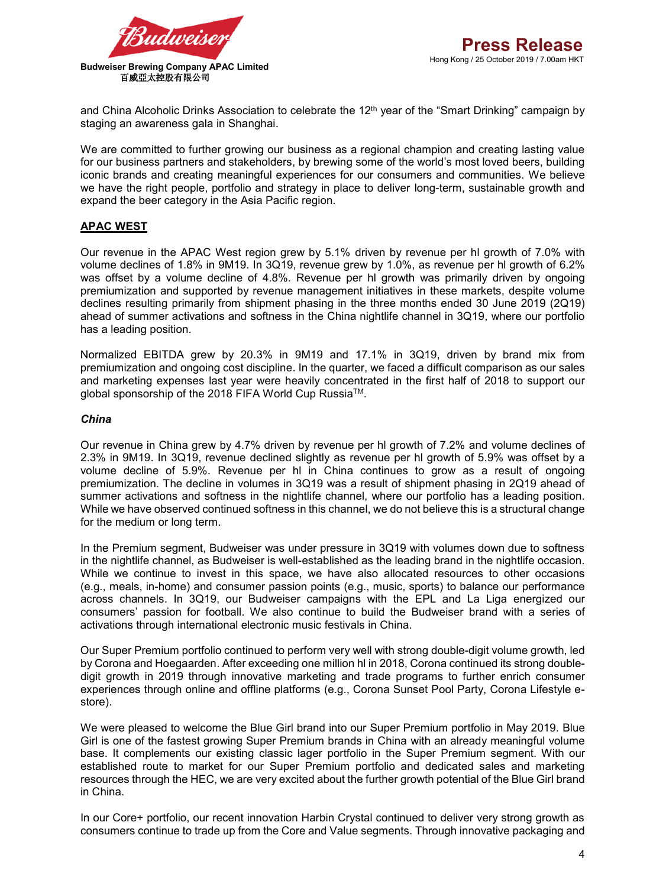and China Alcoholic Drinks Association to celebrate the 12th year of the "Smart Drinking" campaign by staging an awareness gala in Shanghai.

We are committed to further growing our business as a regional champion and creating lasting value for our business partners and stakeholders, by brewing some of the world's most loved beers, building iconic brands and creating meaningful experiences for our consumers and communities. We believe we have the right people, portfolio and strategy in place to deliver long-term, sustainable growth and expand the beer category in the Asia Pacific region.

## APAC WEST

Our revenue in the APAC West region grew by 5.1% driven by revenue per hl growth of 7.0% with volume declines of 1.8% in 9M19. In 3Q19, revenue grew by 1.0%, as revenue per hl growth of 6.2% was offset by a volume decline of 4.8%. Revenue per hl growth was primarily driven by ongoing premiumization and supported by revenue management initiatives in these markets, despite volume declines resulting primarily from shipment phasing in the three months ended 30 June 2019 (2Q19) ahead of summer activations and softness in the China nightlife channel in 3Q19, where our portfolio has a leading position.

Normalized EBITDA grew by 20.3% in 9M19 and 17.1% in 3Q19, driven by brand mix from premiumization and ongoing cost discipline. In the quarter, we faced a difficult comparison as our sales and marketing expenses last year were heavily concentrated in the first half of 2018 to support our global sponsorship of the 2018 FIFA World Cup Russia™.

### *China*

Our revenue in China grew by 4.7% driven by revenue per hl growth of 7.2% and volume declines of 2.3% in 9M19. In 3Q19, revenue declined slightly as revenue per hl growth of 5.9% was offset by a volume decline of 5.9%. Revenue per hl in China continues to grow as a result of ongoing premiumization. The decline in volumes in 3Q19 was a result of shipment phasing in 2Q19 ahead of summer activations and softness in the nightlife channel, where our portfolio has a leading position. While we have observed continued softness in this channel, we do not believe this is a structural change for the medium or long term.

In the Premium segment, Budweiser was under pressure in 3Q19 with volumes down due to softness in the nightlife channel, as Budweiser is well-established as the leading brand in the nightlife occasion. While we continue to invest in this space, we have also allocated resources to other occasions (e.g., meals, in-home) and consumer passion points (e.g., music, sports) to balance our performance across channels. In 3Q19, our Budweiser campaigns with the EPL and La Liga energized our consumers' passion for football. We also continue to build the Budweiser brand with a series of activations through international electronic music festivals in China.

Our Super Premium portfolio continued to perform very well with strong double-digit volume growth, led by Corona and Hoegaarden. After exceeding one million hl in 2018, Corona continued its strong double-digit growth in 2019 through innovative marketing and trade programs to further enrich consumer experiences through online and offline platforms (e.g., Corona Sunset Pool Party, Corona Lifestyle e-store).

We were pleased to welcome the Blue Girl brand into our Super Premium portfolio in May 2019. Blue Girl is one of the fastest growing Super Premium brands in China with an already meaningful volume base. It complements our existing classic lager portfolio in the Super Premium segment. With our established route to market for our Super Premium portfolio and dedicated sales and marketing resources through the HEC, we are very excited about the further growth potential of the Blue Girl brand in China.

In our Core+ portfolio, our recent innovation Harbin Crystal continued to deliver very strong growth as consumers continue to trade up from the Core and Value segments. Through innovative packaging and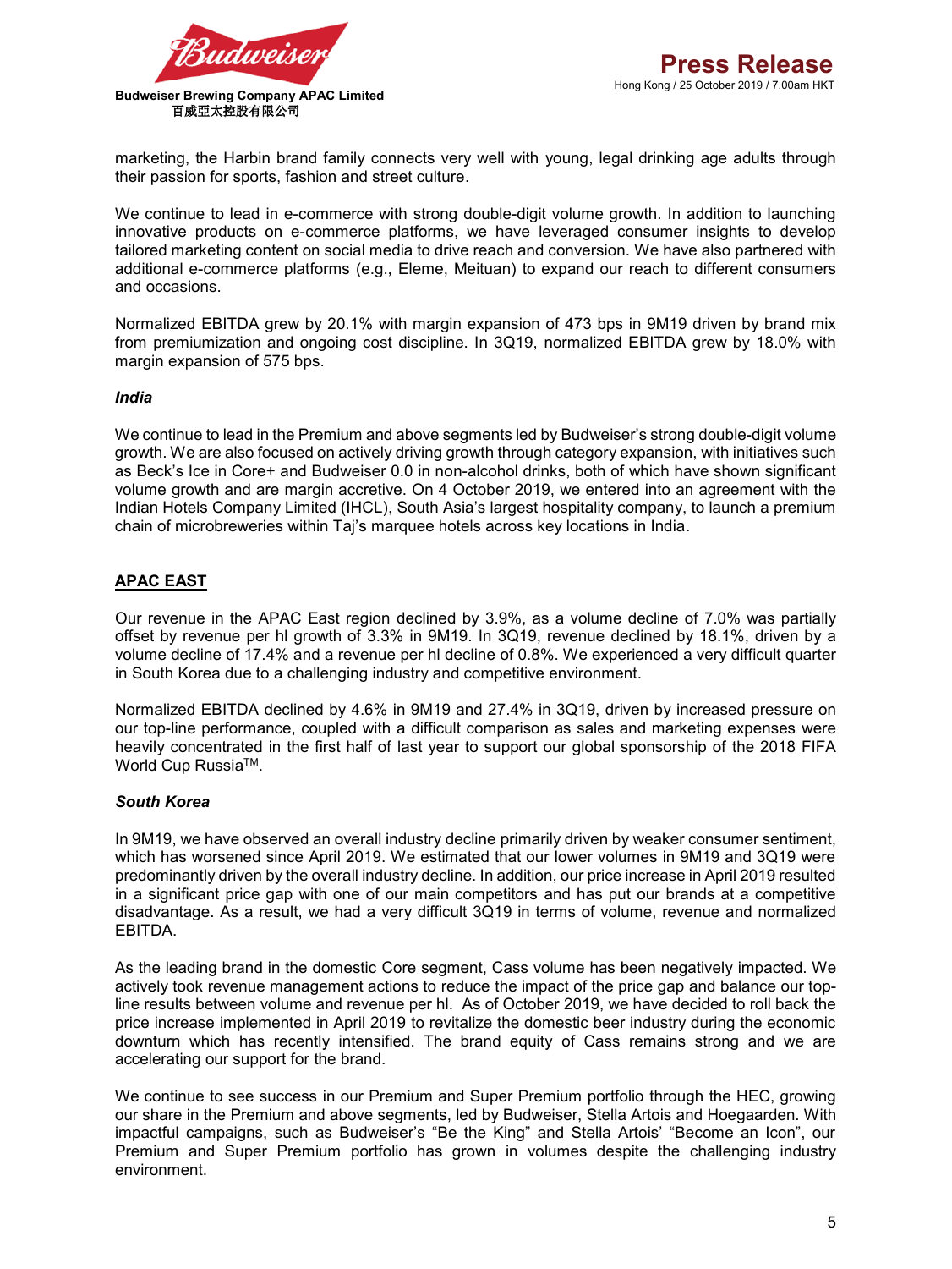marketing, the Harbin brand family connects very well with young, legal drinking age adults through their passion for sports, fashion and street culture.

We continue to lead in e-commerce with strong double-digit volume growth. In addition to launching innovative products on e-commerce platforms, we have leveraged consumer insights to develop tailored marketing content on social media to drive reach and conversion. We have also partnered with additional e-commerce platforms (e.g., Eleme, Meituan) to expand our reach to different consumers and occasions.

Normalized EBITDA grew by 20.1% with margin expansion of 473 bps in 9M19 driven by brand mix from premiumization and ongoing cost discipline. In 3Q19, normalized EBITDA grew by 18.0% with margin expansion of 575 bps.

***India***

We continue to lead in the Premium and above segments led by Budweiser's strong double-digit volume growth. We are also focused on actively driving growth through category expansion, with initiatives such as Beck's Ice in Core+ and Budweiser 0.0 in non-alcohol drinks, both of which have shown significant volume growth and are margin accretive. On 4 October 2019, we entered into an agreement with the Indian Hotels Company Limited (IHCL), South Asia's largest hospitality company, to launch a premium chain of microbreweries within Taj's marquee hotels across key locations in India.

## APAC EAST

Our revenue in the APAC East region declined by 3.9%, as a volume decline of 7.0% was partially offset by revenue per hl growth of 3.3% in 9M19. In 3Q19, revenue declined by 18.1%, driven by a volume decline of 17.4% and a revenue per hl decline of 0.8%. We experienced a very difficult quarter in South Korea due to a challenging industry and competitive environment.

Normalized EBITDA declined by 4.6% in 9M19 and 27.4% in 3Q19, driven by increased pressure on our top-line performance, coupled with a difficult comparison as sales and marketing expenses were heavily concentrated in the first half of last year to support our global sponsorship of the 2018 FIFA World Cup Russia™.

***South Korea***

In 9M19, we have observed an overall industry decline primarily driven by weaker consumer sentiment, which has worsened since April 2019. We estimated that our lower volumes in 9M19 and 3Q19 were predominantly driven by the overall industry decline. In addition, our price increase in April 2019 resulted in a significant price gap with one of our main competitors and has put our brands at a competitive disadvantage. As a result, we had a very difficult 3Q19 in terms of volume, revenue and normalized EBITDA.

As the leading brand in the domestic Core segment, Cass volume has been negatively impacted. We actively took revenue management actions to reduce the impact of the price gap and balance our top-line results between volume and revenue per hl. As of October 2019, we have decided to roll back the price increase implemented in April 2019 to revitalize the domestic beer industry during the economic downturn which has recently intensified. The brand equity of Cass remains strong and we are accelerating our support for the brand.

We continue to see success in our Premium and Super Premium portfolio through the HEC, growing our share in the Premium and above segments, led by Budweiser, Stella Artois and Hoegaarden. With impactful campaigns, such as Budweiser's "Be the King" and Stella Artois' "Become an Icon", our Premium and Super Premium portfolio has grown in volumes despite the challenging industry environment.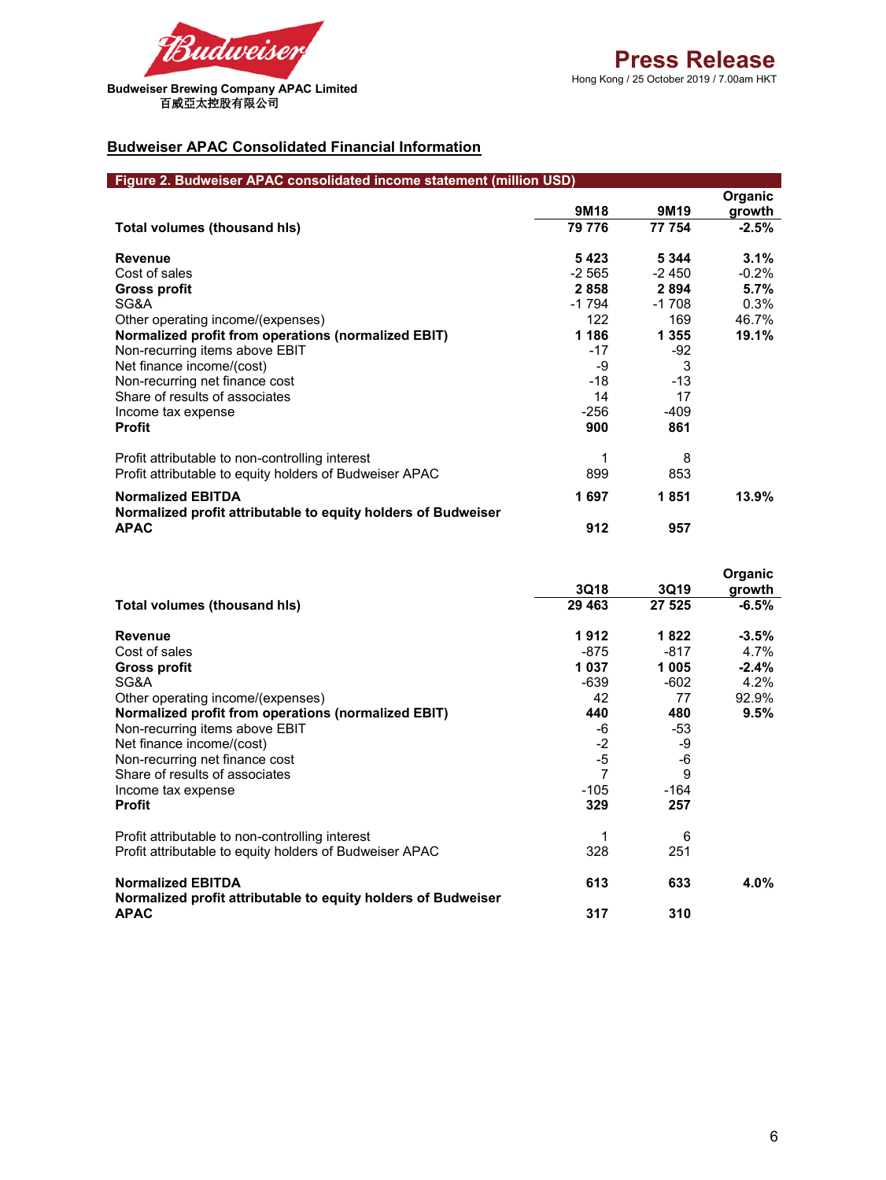Budweiser Brewing Company APAC Limited
百威亞太控股有限公司

**Press Release**
Hong Kong / 25 October 2019 / 7.00am HKT

## Budweiser APAC Consolidated Financial Information

**Figure 2. Budweiser APAC consolidated income statement (million USD)**

| | 9M18 | 9M19 | Organic growth |
|---|---|---|---|
| **Total volumes (thousand hls)** | **79 776** | **77 754** | **-2.5%** |
| | | | |
| **Revenue** | **5 423** | **5 344** | **3.1%** |
| Cost of sales | -2 565 | -2 450 | -0.2% |
| **Gross profit** | **2 858** | **2 894** | **5.7%** |
| SG&A | -1 794 | -1 708 | 0.3% |
| Other operating income/(expenses) | 122 | 169 | 46.7% |
| **Normalized profit from operations (normalized EBIT)** | **1 186** | **1 355** | **19.1%** |
| Non-recurring items above EBIT | -17 | -92 | |
| Net finance income/(cost) | -9 | 3 | |
| Non-recurring net finance cost | -18 | -13 | |
| Share of results of associates | 14 | 17 | |
| Income tax expense | -256 | -409 | |
| **Profit** | **900** | **861** | |
| | | | |
| Profit attributable to non-controlling interest | 1 | 8 | |
| Profit attributable to equity holders of Budweiser APAC | 899 | 853 | |
| **Normalized EBITDA** | **1 697** | **1 851** | **13.9%** |
| **Normalized profit attributable to equity holders of Budweiser APAC** | **912** | **957** | |

| | 3Q18 | 3Q19 | Organic growth |
|---|---|---|---|
| **Total volumes (thousand hls)** | **29 463** | **27 525** | **-6.5%** |
| | | | |
| **Revenue** | **1 912** | **1 822** | **-3.5%** |
| Cost of sales | -875 | -817 | 4.7% |
| **Gross profit** | **1 037** | **1 005** | **-2.4%** |
| SG&A | -639 | -602 | 4.2% |
| Other operating income/(expenses) | 42 | 77 | 92.9% |
| **Normalized profit from operations (normalized EBIT)** | **440** | **480** | **9.5%** |
| Non-recurring items above EBIT | -6 | -53 | |
| Net finance income/(cost) | -2 | -9 | |
| Non-recurring net finance cost | -5 | -6 | |
| Share of results of associates | 7 | 9 | |
| Income tax expense | -105 | -164 | |
| **Profit** | **329** | **257** | |
| | | | |
| Profit attributable to non-controlling interest | 1 | 6 | |
| Profit attributable to equity holders of Budweiser APAC | 328 | 251 | |
| **Normalized EBITDA** | **613** | **633** | **4.0%** |
| **Normalized profit attributable to equity holders of Budweiser APAC** | **317** | **310** | |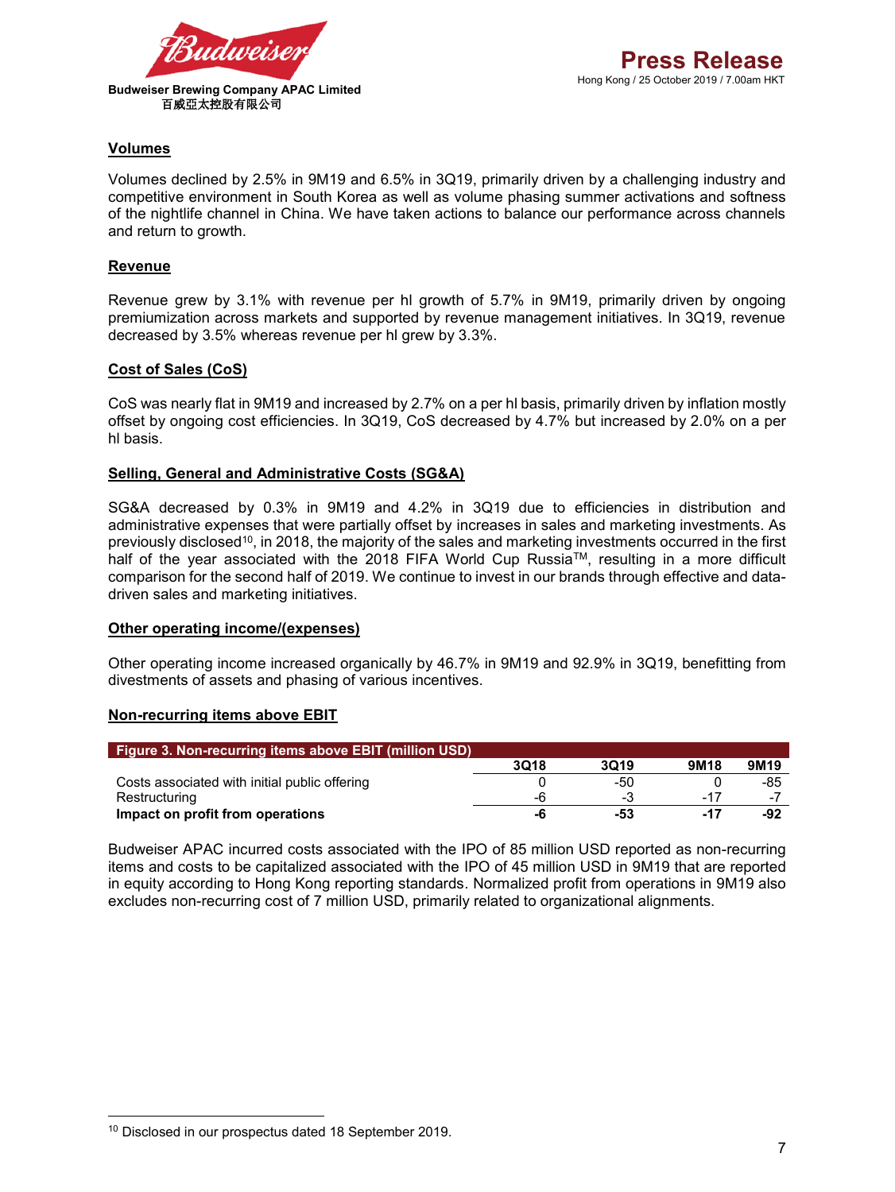## Volumes

Volumes declined by 2.5% in 9M19 and 6.5% in 3Q19, primarily driven by a challenging industry and competitive environment in South Korea as well as volume phasing summer activations and softness of the nightlife channel in China. We have taken actions to balance our performance across channels and return to growth.

## Revenue

Revenue grew by 3.1% with revenue per hl growth of 5.7% in 9M19, primarily driven by ongoing premiumization across markets and supported by revenue management initiatives. In 3Q19, revenue decreased by 3.5% whereas revenue per hl grew by 3.3%.

## Cost of Sales (CoS)

CoS was nearly flat in 9M19 and increased by 2.7% on a per hl basis, primarily driven by inflation mostly offset by ongoing cost efficiencies. In 3Q19, CoS decreased by 4.7% but increased by 2.0% on a per hl basis.

## Selling, General and Administrative Costs (SG&A)

SG&A decreased by 0.3% in 9M19 and 4.2% in 3Q19 due to efficiencies in distribution and administrative expenses that were partially offset by increases in sales and marketing investments. As previously disclosed[10], in 2018, the majority of the sales and marketing investments occurred in the first half of the year associated with the 2018 FIFA World Cup Russia™, resulting in a more difficult comparison for the second half of 2019. We continue to invest in our brands through effective and data-driven sales and marketing initiatives.

## Other operating income/(expenses)

Other operating income increased organically by 46.7% in 9M19 and 92.9% in 3Q19, benefitting from divestments of assets and phasing of various incentives.

## Non-recurring items above EBIT

**Figure 3. Non-recurring items above EBIT (million USD)**

| | 3Q18 | 3Q19 | 9M18 | 9M19 |
|---|---|---|---|---|
| Costs associated with initial public offering | 0 | -50 | 0 | -85 |
| Restructuring | -6 | -3 | -17 | -7 |
| **Impact on profit from operations** | **-6** | **-53** | **-17** | **-92** |

Budweiser APAC incurred costs associated with the IPO of 85 million USD reported as non-recurring items and costs to be capitalized associated with the IPO of 45 million USD in 9M19 that are reported in equity according to Hong Kong reporting standards. Normalized profit from operations in 9M19 also excludes non-recurring cost of 7 million USD, primarily related to organizational alignments.

[10] Disclosed in our prospectus dated 18 September 2019.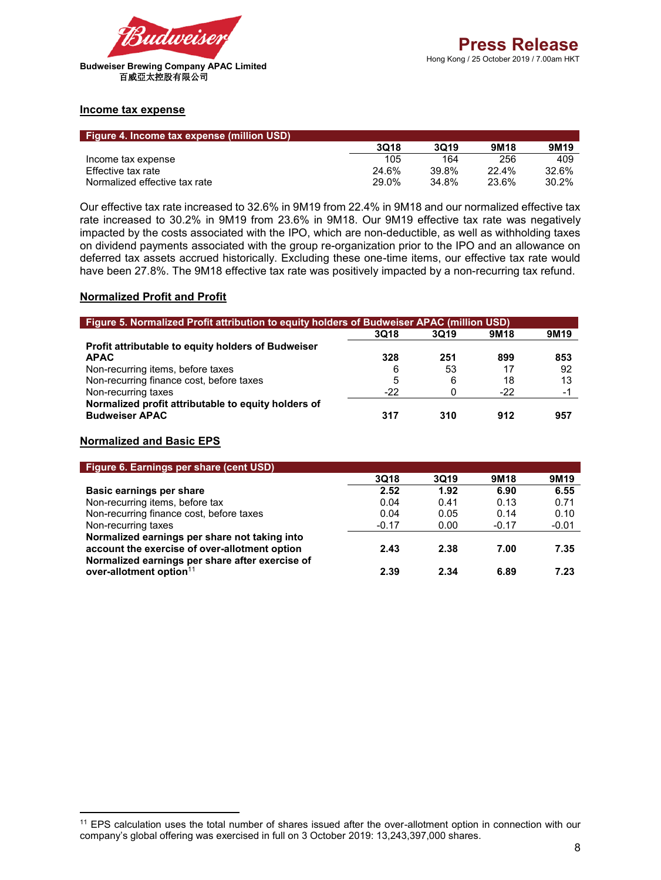## Income tax expense

| Figure 4. Income tax expense (million USD) | 3Q18 | 3Q19 | 9M18 | 9M19 |
|---|---|---|---|---|
| Income tax expense | 105 | 164 | 256 | 409 |
| Effective tax rate | 24.6% | 39.8% | 22.4% | 32.6% |
| Normalized effective tax rate | 29.0% | 34.8% | 23.6% | 30.2% |

Our effective tax rate increased to 32.6% in 9M19 from 22.4% in 9M18 and our normalized effective tax rate increased to 30.2% in 9M19 from 23.6% in 9M18. Our 9M19 effective tax rate was negatively impacted by the costs associated with the IPO, which are non-deductible, as well as withholding taxes on dividend payments associated with the group re-organization prior to the IPO and an allowance on deferred tax assets accrued historically. Excluding these one-time items, our effective tax rate would have been 27.8%. The 9M18 effective tax rate was positively impacted by a non-recurring tax refund.

## Normalized Profit and Profit

| Figure 5. Normalized Profit attribution to equity holders of Budweiser APAC (million USD) | 3Q18 | 3Q19 | 9M18 | 9M19 |
|---|---|---|---|---|
| **Profit attributable to equity holders of Budweiser APAC** | **328** | **251** | **899** | **853** |
| Non-recurring items, before taxes | 6 | 53 | 17 | 92 |
| Non-recurring finance cost, before taxes | 5 | 6 | 18 | 13 |
| Non-recurring taxes | -22 | 0 | -22 | -1 |
| **Normalized profit attributable to equity holders of Budweiser APAC** | **317** | **310** | **912** | **957** |

## Normalized and Basic EPS

| Figure 6. Earnings per share (cent USD) | 3Q18 | 3Q19 | 9M18 | 9M19 |
|---|---|---|---|---|
| **Basic earnings per share** | **2.52** | **1.92** | **6.90** | **6.55** |
| Non-recurring items, before tax | 0.04 | 0.41 | 0.13 | 0.71 |
| Non-recurring finance cost, before taxes | 0.04 | 0.05 | 0.14 | 0.10 |
| Non-recurring taxes | -0.17 | 0.00 | -0.17 | -0.01 |
| **Normalized earnings per share not taking into account the exercise of over-allotment option** | **2.43** | **2.38** | **7.00** | **7.35** |
| **Normalized earnings per share after exercise of over-allotment option**[11] | **2.39** | **2.34** | **6.89** | **7.23** |

[11] EPS calculation uses the total number of shares issued after the over-allotment option in connection with our company's global offering was exercised in full on 3 October 2019: 13,243,397,000 shares.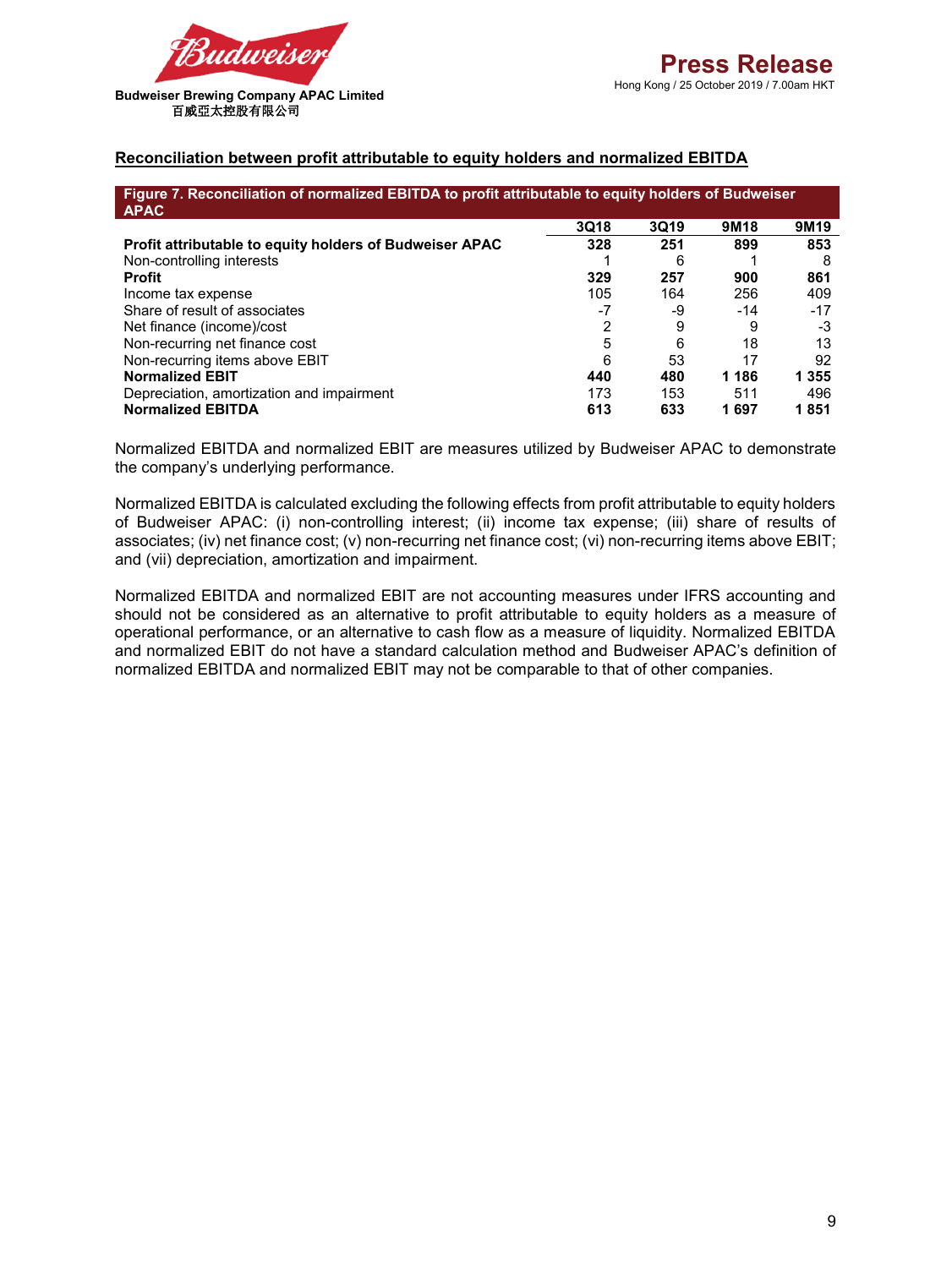## Reconciliation between profit attributable to equity holders and normalized EBITDA

**Figure 7. Reconciliation of normalized EBITDA to profit attributable to equity holders of Budweiser APAC**

| | 3Q18 | 3Q19 | 9M18 | 9M19 |
|---|---|---|---|---|
| **Profit attributable to equity holders of Budweiser APAC** | **328** | **251** | **899** | **853** |
| Non-controlling interests | 1 | 6 | 1 | 8 |
| **Profit** | **329** | **257** | **900** | **861** |
| Income tax expense | 105 | 164 | 256 | 409 |
| Share of result of associates | -7 | -9 | -14 | -17 |
| Net finance (income)/cost | 2 | 9 | 9 | -3 |
| Non-recurring net finance cost | 5 | 6 | 18 | 13 |
| Non-recurring items above EBIT | 6 | 53 | 17 | 92 |
| **Normalized EBIT** | **440** | **480** | **1 186** | **1 355** |
| Depreciation, amortization and impairment | 173 | 153 | 511 | 496 |
| **Normalized EBITDA** | **613** | **633** | **1 697** | **1 851** |

Normalized EBITDA and normalized EBIT are measures utilized by Budweiser APAC to demonstrate the company's underlying performance.

Normalized EBITDA is calculated excluding the following effects from profit attributable to equity holders of Budweiser APAC: (i) non-controlling interest; (ii) income tax expense; (iii) share of results of associates; (iv) net finance cost; (v) non-recurring net finance cost; (vi) non-recurring items above EBIT; and (vii) depreciation, amortization and impairment.

Normalized EBITDA and normalized EBIT are not accounting measures under IFRS accounting and should not be considered as an alternative to profit attributable to equity holders as a measure of operational performance, or an alternative to cash flow as a measure of liquidity. Normalized EBITDA and normalized EBIT do not have a standard calculation method and Budweiser APAC's definition of normalized EBITDA and normalized EBIT may not be comparable to that of other companies.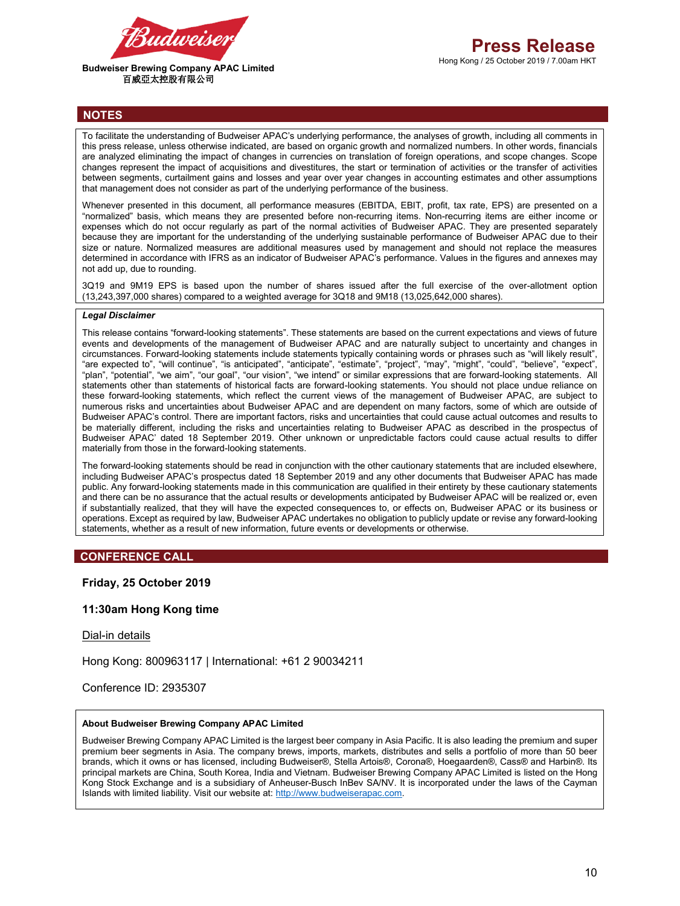Budweiser Brewing Company APAC Limited
百威亞太控股有限公司

# Press Release

Hong Kong / 25 October 2019 / 7.00am HKT

## NOTES

To facilitate the understanding of Budweiser APAC's underlying performance, the analyses of growth, including all comments in this press release, unless otherwise indicated, are based on organic growth and normalized numbers. In other words, financials are analyzed eliminating the impact of changes in currencies on translation of foreign operations, and scope changes. Scope changes represent the impact of acquisitions and divestitures, the start or termination of activities or the transfer of activities between segments, curtailment gains and losses and year over year changes in accounting estimates and other assumptions that management does not consider as part of the underlying performance of the business.

Whenever presented in this document, all performance measures (EBITDA, EBIT, profit, tax rate, EPS) are presented on a "normalized" basis, which means they are presented before non-recurring items. Non-recurring items are either income or expenses which do not occur regularly as part of the normal activities of Budweiser APAC. They are presented separately because they are important for the understanding of the underlying sustainable performance of Budweiser APAC due to their size or nature. Normalized measures are additional measures used by management and should not replace the measures determined in accordance with IFRS as an indicator of Budweiser APAC's performance. Values in the figures and annexes may not add up, due to rounding.

3Q19 and 9M19 EPS is based upon the number of shares issued after the full exercise of the over-allotment option (13,243,397,000 shares) compared to a weighted average for 3Q18 and 9M18 (13,025,642,000 shares).

***Legal Disclaimer***

This release contains "forward-looking statements". These statements are based on the current expectations and views of future events and developments of the management of Budweiser APAC and are naturally subject to uncertainty and changes in circumstances. Forward-looking statements include statements typically containing words or phrases such as "will likely result", "are expected to", "will continue", "is anticipated", "anticipate", "estimate", "project", "may", "might", "could", "believe", "expect", "plan", "potential", "we aim", "our goal", "our vision", "we intend" or similar expressions that are forward-looking statements. All statements other than statements of historical facts are forward-looking statements. You should not place undue reliance on these forward-looking statements, which reflect the current views of the management of Budweiser APAC, are subject to numerous risks and uncertainties about Budweiser APAC and are dependent on many factors, some of which are outside of Budweiser APAC's control. There are important factors, risks and uncertainties that could cause actual outcomes and results to be materially different, including the risks and uncertainties relating to Budweiser APAC as described in the prospectus of Budweiser APAC' dated 18 September 2019. Other unknown or unpredictable factors could cause actual results to differ materially from those in the forward-looking statements.

The forward-looking statements should be read in conjunction with the other cautionary statements that are included elsewhere, including Budweiser APAC's prospectus dated 18 September 2019 and any other documents that Budweiser APAC has made public. Any forward-looking statements made in this communication are qualified in their entirety by these cautionary statements and there can be no assurance that the actual results or developments anticipated by Budweiser APAC will be realized or, even if substantially realized, that they will have the expected consequences to, or effects on, Budweiser APAC or its business or operations. Except as required by law, Budweiser APAC undertakes no obligation to publicly update or revise any forward-looking statements, whether as a result of new information, future events or developments or otherwise.

## CONFERENCE CALL

**Friday, 25 October 2019**

**11:30am Hong Kong time**

Dial-in details

Hong Kong: 800963117 | International: +61 2 90034211

Conference ID: 2935307

**About Budweiser Brewing Company APAC Limited**

Budweiser Brewing Company APAC Limited is the largest beer company in Asia Pacific. It is also leading the premium and super premium beer segments in Asia. The company brews, imports, markets, distributes and sells a portfolio of more than 50 beer brands, which it owns or has licensed, including Budweiser®, Stella Artois®, Corona®, Hoegaarden®, Cass® and Harbin®. Its principal markets are China, South Korea, India and Vietnam. Budweiser Brewing Company APAC Limited is listed on the Hong Kong Stock Exchange and is a subsidiary of Anheuser-Busch InBev SA/NV. It is incorporated under the laws of the Cayman Islands with limited liability. Visit our website at: http://www.budweiserapac.com.